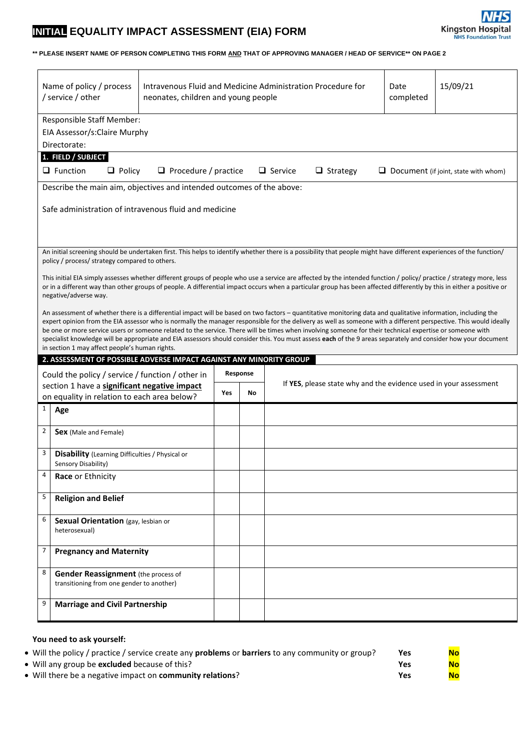# **INITIAL** EQUALITY IMPACT ASSESSMENT (EIA) FORM

Kingston Hospital NHS Foundation Trust

**\*\* PLEASE INSERT NAME OF PERSON COMPLETING THIS FORM AND THAT OF APPROVING MANAGER / HEAD OF SERVICE\*\* ON PAGE 2**

| Name of policy / process / service / other | Intravenous Fluid and Medicine Administration Procedure for neonates, children and young people | Date completed | 15/09/21 |
|---|---|---|---|

Responsible Staff Member:

EIA Assessor/s:Claire Murphy

Directorate:

**1. FIELD / SUBJECT**

❑ Function ❑ Policy ❑ Procedure / practice ❑ Service ❑ Strategy ❑ Document (if joint, state with whom)

Describe the main aim, objectives and intended outcomes of the above:

Safe administration of intravenous fluid and medicine

An initial screening should be undertaken first. This helps to identify whether there is a possibility that people might have different experiences of the function/ policy / process/ strategy compared to others.

This initial EIA simply assesses whether different groups of people who use a service are affected by the intended function / policy/ practice / strategy more, less or in a different way than other groups of people. A differential impact occurs when a particular group has been affected differently by this in either a positive or negative/adverse way.

An assessment of whether there is a differential impact will be based on two factors – quantitative monitoring data and qualitative information, including the expert opinion from the EIA assessor who is normally the manager responsible for the delivery as well as someone with a different perspective. This would ideally be one or more service users or someone related to the service. There will be times when involving someone for their technical expertise or someone with specialist knowledge will be appropriate and EIA assessors should consider this. You must assess **each** of the 9 areas separately and consider how your document in section 1 may affect people's human rights.

**2. ASSESSMENT OF POSSIBLE ADVERSE IMPACT AGAINST ANY MINORITY GROUP**

| Could the policy / service / function / other in section 1 have a **significant negative impact** on equality in relation to each area below? | Response | | If **YES**, please state why and the evidence used in your assessment |
|---|---|---|---|
| | **Yes** | **No** | |
| 1 **Age** | | | |
| 2 **Sex** (Male and Female) | | | |
| 3 **Disability** (Learning Difficulties / Physical or Sensory Disability) | | | |
| 4 **Race** or Ethnicity | | | |
| 5 **Religion and Belief** | | | |
| 6 **Sexual Orientation** (gay, lesbian or heterosexual) | | | |
| 7 **Pregnancy and Maternity** | | | |
| 8 **Gender Reassignment** (the process of transitioning from one gender to another) | | | |
| 9 **Marriage and Civil Partnership** | | | |

**You need to ask yourself:**

- Will the policy / practice / service create any **problems** or **barriers** to any community or group? Yes **No**
- Will any group be **excluded** because of this? Yes **No**
- Will there be a negative impact on **community relations**? Yes **No**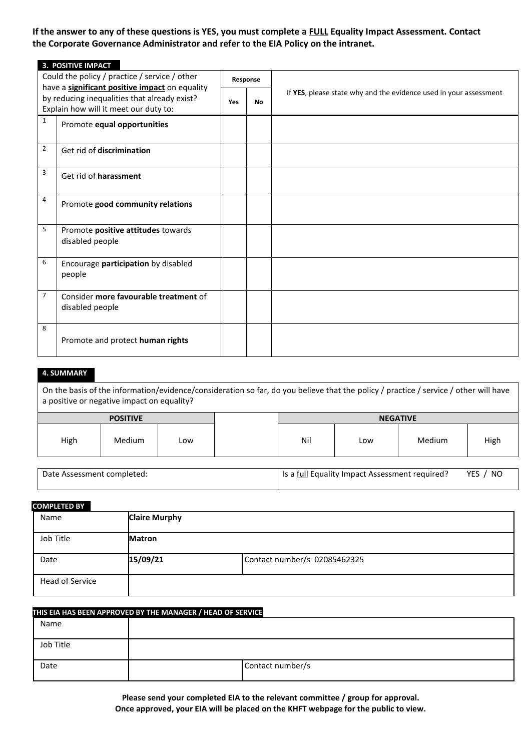**If the answer to any of these questions is YES, you must complete a FULL Equality Impact Assessment. Contact the Corporate Governance Administrator and refer to the EIA Policy on the intranet.**

### 3. POSITIVE IMPACT

| Could the policy / practice / service / other have a **significant positive impact** on equality by reducing inequalities that already exist? Explain how will it meet our duty to: | | Response | | If **YES**, please state why and the evidence used in your assessment |
|---|---|---|---|---|
| | | Yes | No | |
| 1 | Promote **equal opportunities** | | | |
| 2 | Get rid of **discrimination** | | | |
| 3 | Get rid of **harassment** | | | |
| 4 | Promote **good community relations** | | | |
| 5 | Promote **positive attitudes** towards disabled people | | | |
| 6 | Encourage **participation** by disabled people | | | |
| 7 | Consider **more favourable treatment** of disabled people | | | |
| 8 | Promote and protect **human rights** | | | |

### 4. SUMMARY

On the basis of the information/evidence/consideration so far, do you believe that the policy / practice / service / other will have a positive or negative impact on equality?

| POSITIVE | | | | NEGATIVE | | | |
|---|---|---|---|---|---|---|---|
| High | Medium | Low | | Nil | Low | Medium | High |

| | |
|---|---|
| Date Assessment completed: | Is a full Equality Impact Assessment required? YES / NO |

### COMPLETED BY

| | | |
|---|---|---|
| Name | **Claire Murphy** | |
| Job Title | **Matron** | |
| Date | **15/09/21** | Contact number/s 02085462325 |
| Head of Service | | |

### THIS EIA HAS BEEN APPROVED BY THE MANAGER / HEAD OF SERVICE

| | | |
|---|---|---|
| Name | | |
| Job Title | | |
| Date | | Contact number/s |

**Please send your completed EIA to the relevant committee / group for approval.**
**Once approved, your EIA will be placed on the KHFT webpage for the public to view.**